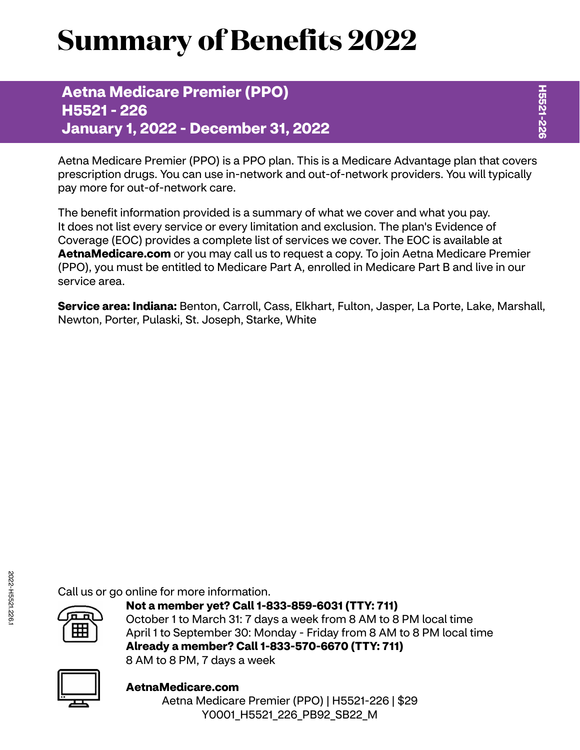# Summary of Benefits 2022

## Aetna Medicare Premier (PPO)
## H5521 - 226
## January 1, 2022 - December 31, 2022

Aetna Medicare Premier (PPO) is a PPO plan. This is a Medicare Advantage plan that covers prescription drugs. You can use in-network and out-of-network providers. You will typically pay more for out-of-network care.

The benefit information provided is a summary of what we cover and what you pay. It does not list every service or every limitation and exclusion. The plan's Evidence of Coverage (EOC) provides a complete list of services we cover. The EOC is available at **AetnaMedicare.com** or you may call us to request a copy. To join Aetna Medicare Premier (PPO), you must be entitled to Medicare Part A, enrolled in Medicare Part B and live in our service area.

**Service area: Indiana:** Benton, Carroll, Cass, Elkhart, Fulton, Jasper, La Porte, Lake, Marshall, Newton, Porter, Pulaski, St. Joseph, Starke, White

Call us or go online for more information.

**Not a member yet? Call 1-833-859-6031 (TTY: 711)**
October 1 to March 31: 7 days a week from 8 AM to 8 PM local time
April 1 to September 30: Monday - Friday from 8 AM to 8 PM local time
**Already a member? Call 1-833-570-6670 (TTY: 711)**
8 AM to 8 PM, 7 days a week

**AetnaMedicare.com**

Aetna Medicare Premier (PPO) | H5521-226 | $29
Y0001_H5521_226_PB92_SB22_M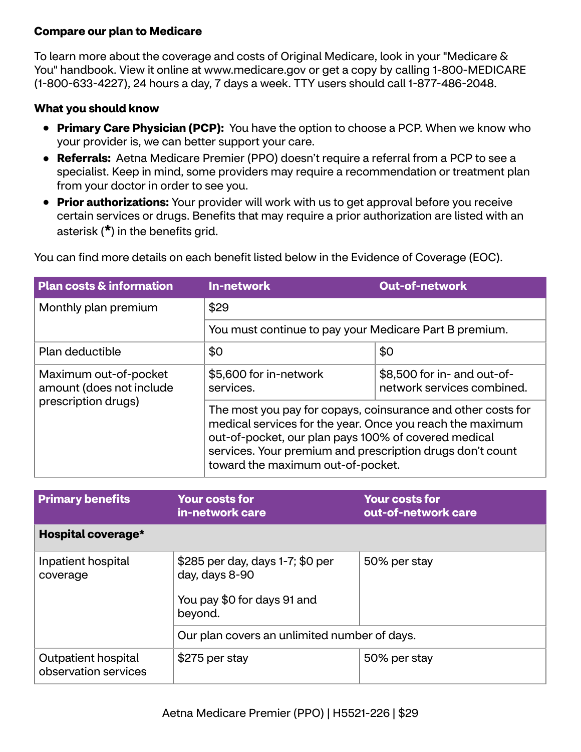**Compare our plan to Medicare**

To learn more about the coverage and costs of Original Medicare, look in your "Medicare & You" handbook. View it online at www.medicare.gov or get a copy by calling 1-800-MEDICARE (1-800-633-4227), 24 hours a day, 7 days a week. TTY users should call 1-877-486-2048.

**What you should know**

- **Primary Care Physician (PCP):** You have the option to choose a PCP. When we know who your provider is, we can better support your care.
- **Referrals:** Aetna Medicare Premier (PPO) doesn't require a referral from a PCP to see a specialist. Keep in mind, some providers may require a recommendation or treatment plan from your doctor in order to see you.
- **Prior authorizations:** Your provider will work with us to get approval before you receive certain services or drugs. Benefits that may require a prior authorization are listed with an asterisk (*) in the benefits grid.

You can find more details on each benefit listed below in the Evidence of Coverage (EOC).

| Plan costs & information | In-network | Out-of-network |
|---|---|---|
| Monthly plan premium | $29 | |
| | You must continue to pay your Medicare Part B premium. | |
| Plan deductible | $0 | $0 |
| Maximum out-of-pocket amount (does not include prescription drugs) | $5,600 for in-network services. | $8,500 for in- and out-of-network services combined. |
| | The most you pay for copays, coinsurance and other costs for medical services for the year. Once you reach the maximum out-of-pocket, our plan pays 100% of covered medical services. Your premium and prescription drugs don't count toward the maximum out-of-pocket. | |

| Primary benefits | Your costs for in-network care | Your costs for out-of-network care |
|---|---|---|
| **Hospital coverage*** | | |
| Inpatient hospital coverage | $285 per day, days 1-7; $0 per day, days 8-90<br><br>You pay $0 for days 91 and beyond. | 50% per stay |
| | Our plan covers an unlimited number of days. | |
| Outpatient hospital observation services | $275 per stay | 50% per stay |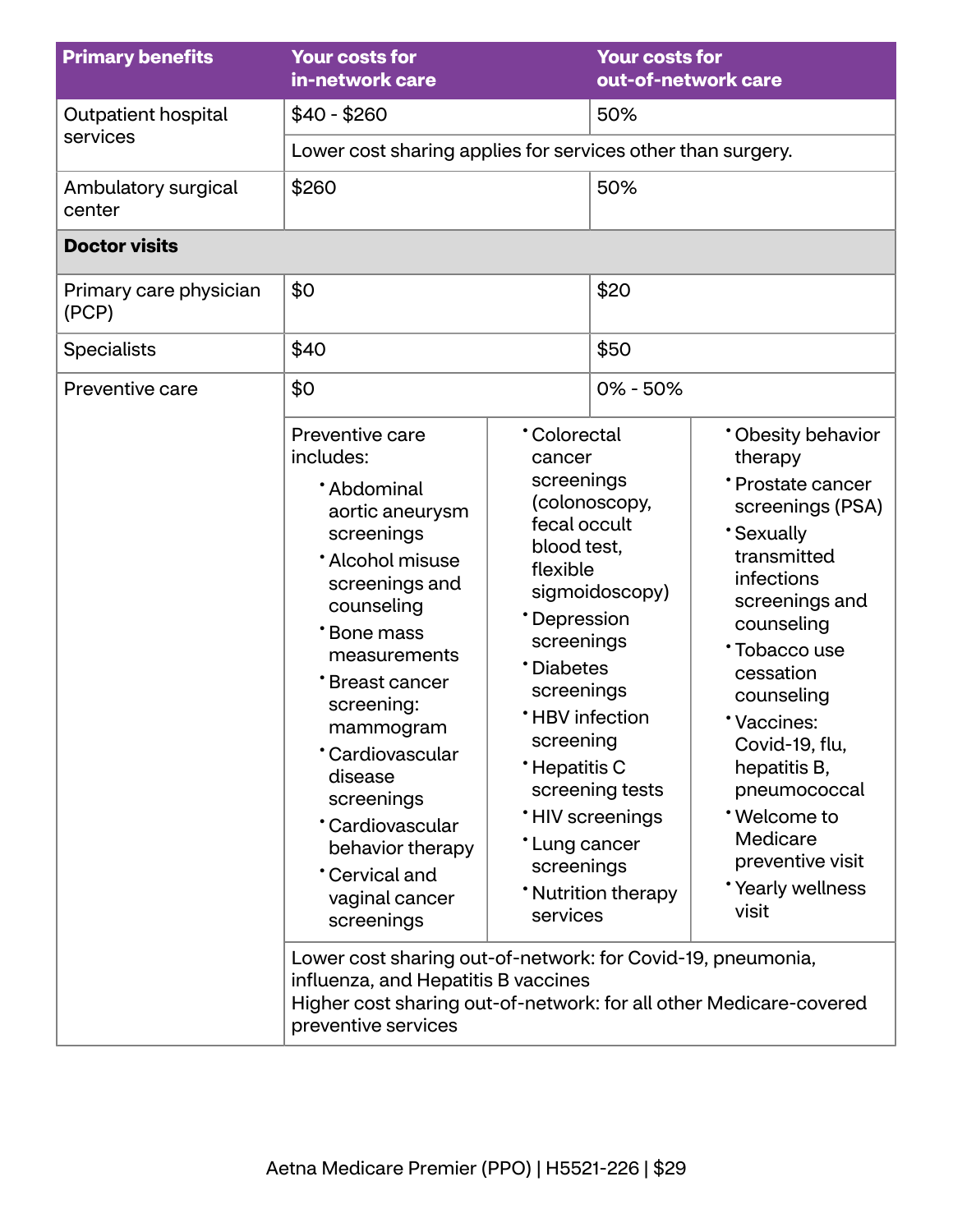| Primary benefits | Your costs for in-network care | Your costs for out-of-network care |
|---|---|---|
| Outpatient hospital services | $40 - $260 | 50% |
| | Lower cost sharing applies for services other than surgery. | |
| Ambulatory surgical center | $260 | 50% |
| **Doctor visits** | | |
| Primary care physician (PCP) | $0 | $20 |
| Specialists | $40 | $50 |
| Preventive care | $0 | 0% - 50% |

Preventive care includes:

- Abdominal aortic aneurysm screenings
- Alcohol misuse screenings and counseling
- Bone mass measurements
- Breast cancer screening: mammogram
- Cardiovascular disease screenings
- Cardiovascular behavior therapy
- Cervical and vaginal cancer screenings
- Colorectal cancer screenings (colonoscopy, fecal occult blood test, flexible sigmoidoscopy)
- Depression screenings
- Diabetes screenings
- HBV infection screening
- Hepatitis C screening tests
- HIV screenings
- Lung cancer screenings
- Nutrition therapy services
- Obesity behavior therapy
- Prostate cancer screenings (PSA)
- Sexually transmitted infections screenings and counseling
- Tobacco use cessation counseling
- Vaccines: Covid-19, flu, hepatitis B, pneumococcal
- Welcome to Medicare preventive visit
- Yearly wellness visit

Lower cost sharing out-of-network: for Covid-19, pneumonia, influenza, and Hepatitis B vaccines
Higher cost sharing out-of-network: for all other Medicare-covered preventive services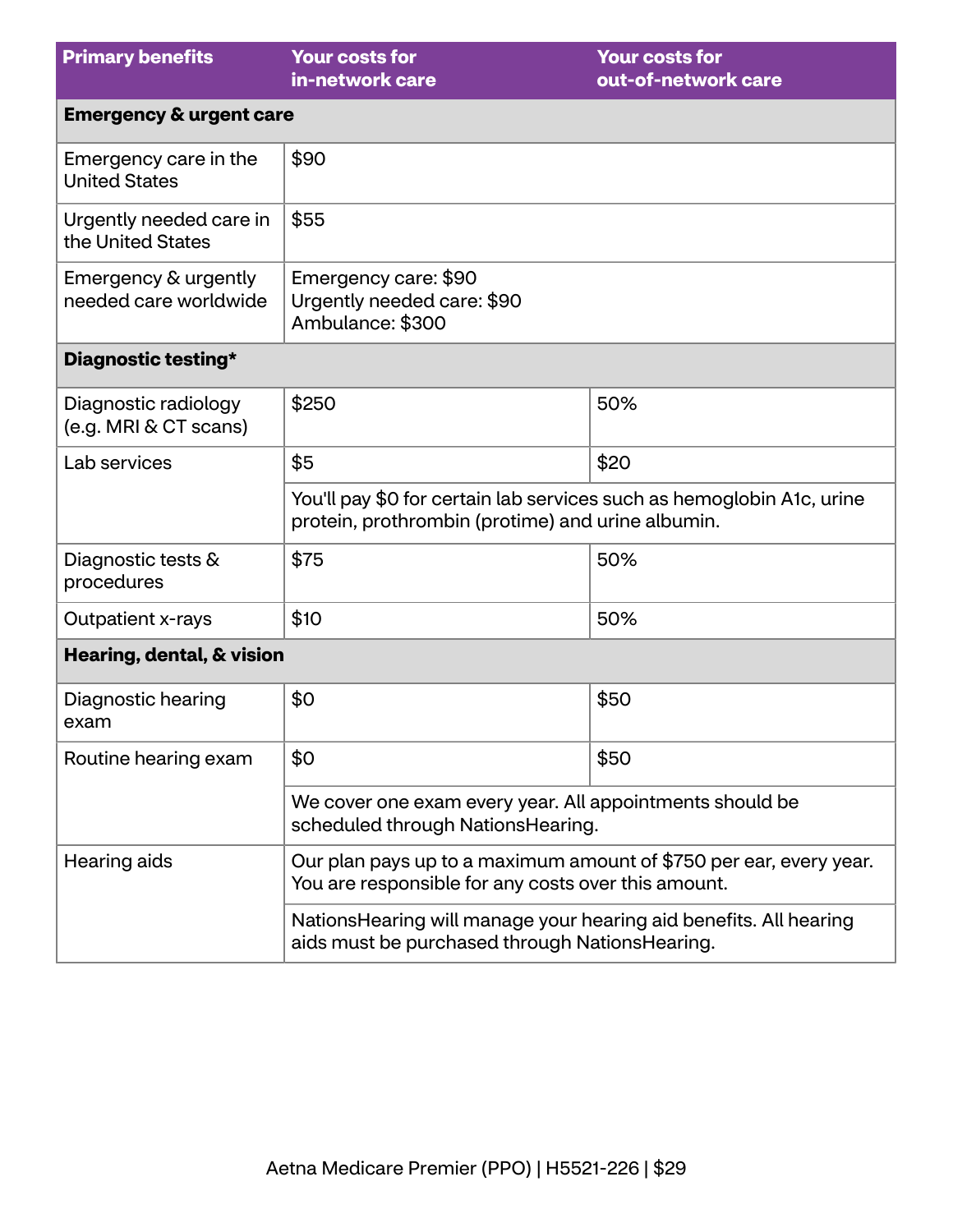| Primary benefits | Your costs for in-network care | Your costs for out-of-network care |
|---|---|---|
| **Emergency & urgent care** | | |
| Emergency care in the United States | $90 | |
| Urgently needed care in the United States | $55 | |
| Emergency & urgently needed care worldwide | Emergency care: $90<br>Urgently needed care: $90<br>Ambulance: $300 | |
| **Diagnostic testing*** | | |
| Diagnostic radiology (e.g. MRI & CT scans) | $250 | 50% |
| Lab services | $5 | $20 |
| | You'll pay $0 for certain lab services such as hemoglobin A1c, urine protein, prothrombin (protime) and urine albumin. | |
| Diagnostic tests & procedures | $75 | 50% |
| Outpatient x-rays | $10 | 50% |
| **Hearing, dental, & vision** | | |
| Diagnostic hearing exam | $0 | $50 |
| Routine hearing exam | $0 | $50 |
| | We cover one exam every year. All appointments should be scheduled through NationsHearing. | |
| Hearing aids | Our plan pays up to a maximum amount of $750 per ear, every year. You are responsible for any costs over this amount. | |
| | NationsHearing will manage your hearing aid benefits. All hearing aids must be purchased through NationsHearing. | |

Aetna Medicare Premier (PPO) | H5521-226 | $29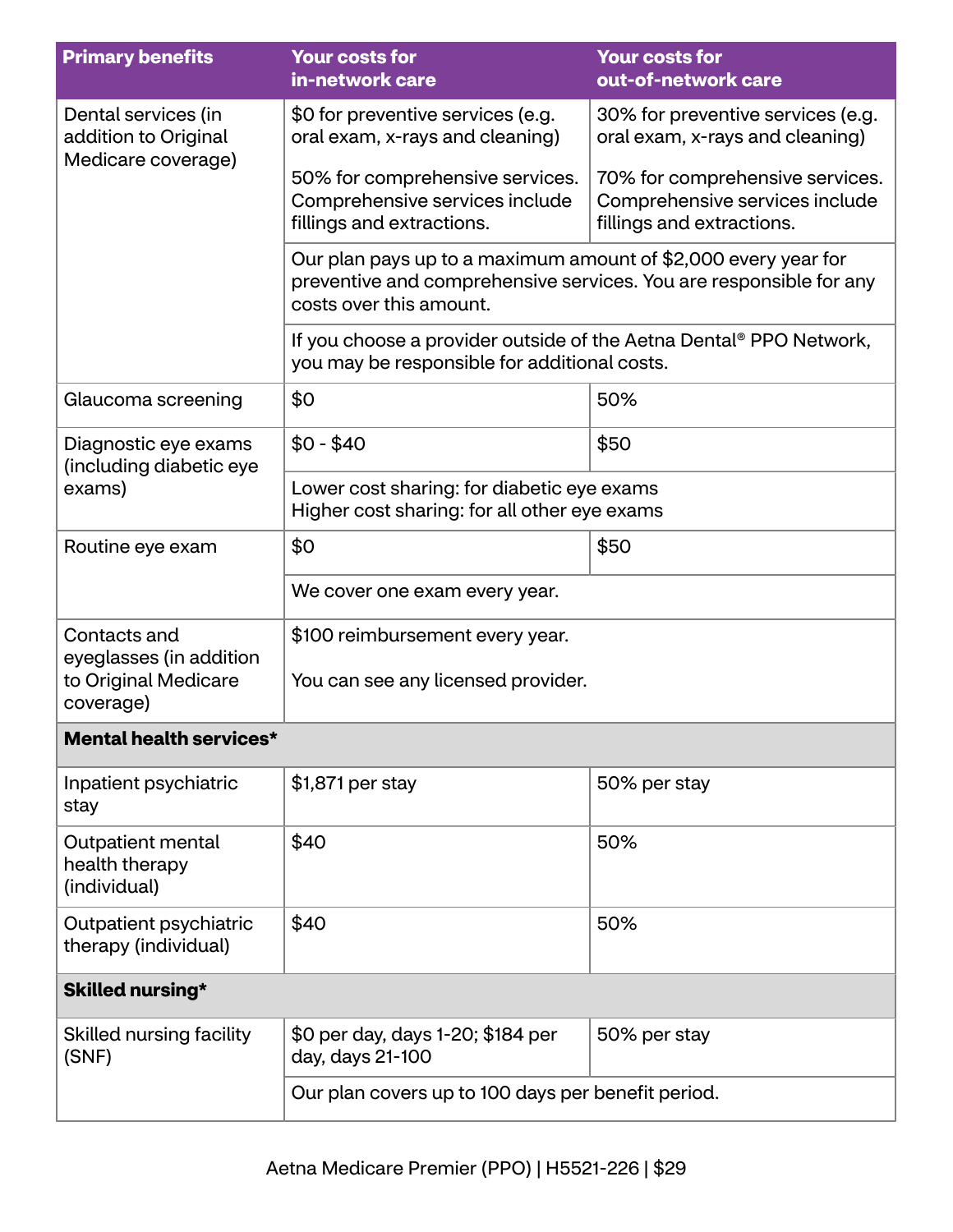| Primary benefits | Your costs for in-network care | Your costs for out-of-network care |
| --- | --- | --- |
| Dental services (in addition to Original Medicare coverage) | $0 for preventive services (e.g. oral exam, x-rays and cleaning)<br><br>50% for comprehensive services. Comprehensive services include fillings and extractions. | 30% for preventive services (e.g. oral exam, x-rays and cleaning)<br><br>70% for comprehensive services. Comprehensive services include fillings and extractions. |
| | Our plan pays up to a maximum amount of $2,000 every year for preventive and comprehensive services. You are responsible for any costs over this amount. | |
| | If you choose a provider outside of the Aetna Dental® PPO Network, you may be responsible for additional costs. | |
| Glaucoma screening | $0 | 50% |
| Diagnostic eye exams (including diabetic eye exams) | $0 - $40 | $50 |
| | Lower cost sharing: for diabetic eye exams<br>Higher cost sharing: for all other eye exams | |
| Routine eye exam | $0 | $50 |
| | We cover one exam every year. | |
| Contacts and eyeglasses (in addition to Original Medicare coverage) | $100 reimbursement every year.<br><br>You can see any licensed provider. | |
| **Mental health services*** | | |
| Inpatient psychiatric stay | $1,871 per stay | 50% per stay |
| Outpatient mental health therapy (individual) | $40 | 50% |
| Outpatient psychiatric therapy (individual) | $40 | 50% |
| **Skilled nursing*** | | |
| Skilled nursing facility (SNF) | $0 per day, days 1-20; $184 per day, days 21-100 | 50% per stay |
| | Our plan covers up to 100 days per benefit period. | |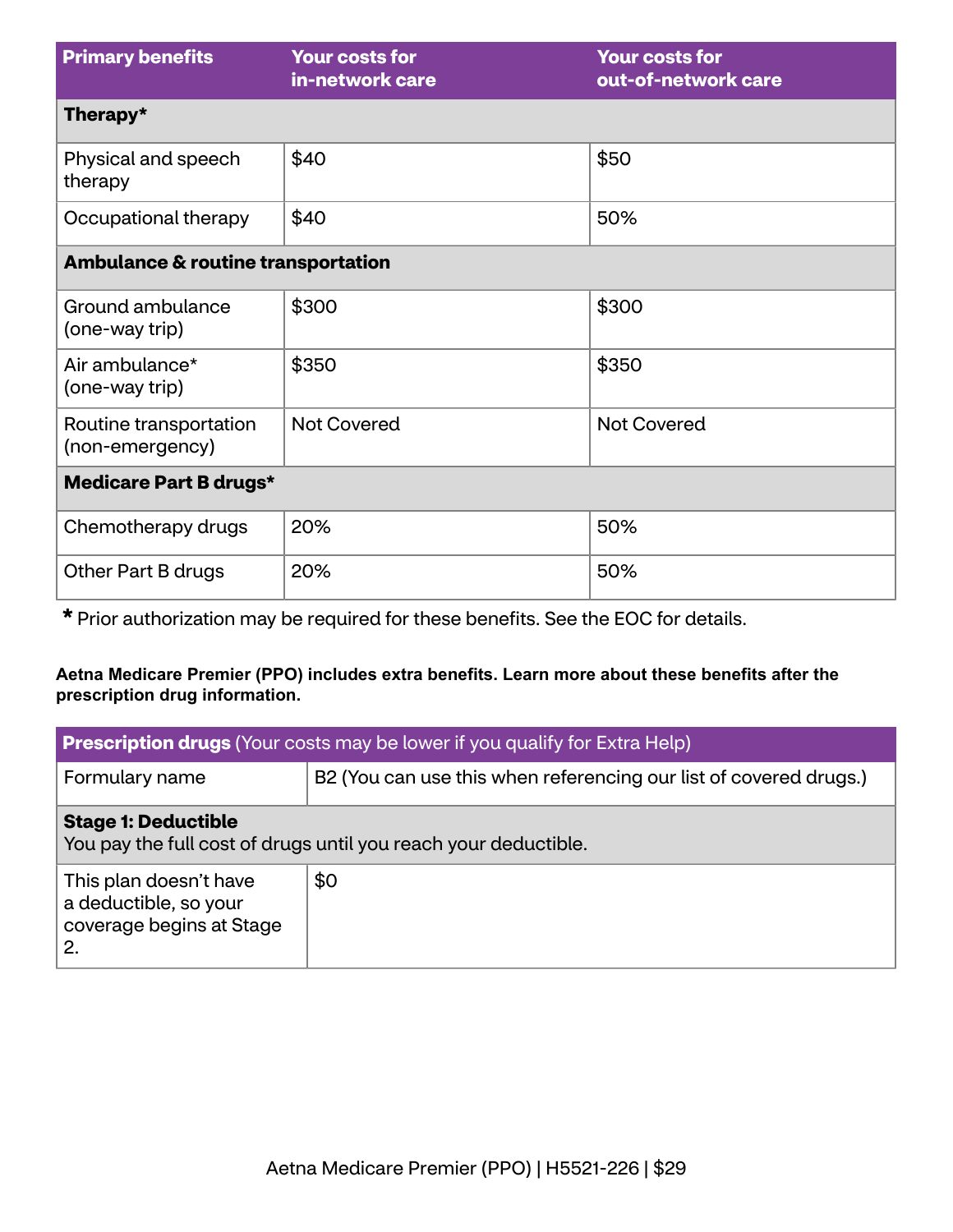| Primary benefits | Your costs for in-network care | Your costs for out-of-network care |
|---|---|---|
| **Therapy*** | | |
| Physical and speech therapy | $40 | $50 |
| Occupational therapy | $40 | 50% |
| **Ambulance & routine transportation** | | |
| Ground ambulance (one-way trip) | $300 | $300 |
| Air ambulance* (one-way trip) | $350 | $350 |
| Routine transportation (non-emergency) | Not Covered | Not Covered |
| **Medicare Part B drugs*** | | |
| Chemotherapy drugs | 20% | 50% |
| Other Part B drugs | 20% | 50% |

**\*** Prior authorization may be required for these benefits. See the EOC for details.

**Aetna Medicare Premier (PPO) includes extra benefits. Learn more about these benefits after the prescription drug information.**

| **Prescription drugs** (Your costs may be lower if you qualify for Extra Help) | |
|---|---|
| Formulary name | B2 (You can use this when referencing our list of covered drugs.) |
| **Stage 1: Deductible** You pay the full cost of drugs until you reach your deductible. | |
| This plan doesn't have a deductible, so your coverage begins at Stage 2. | $0 |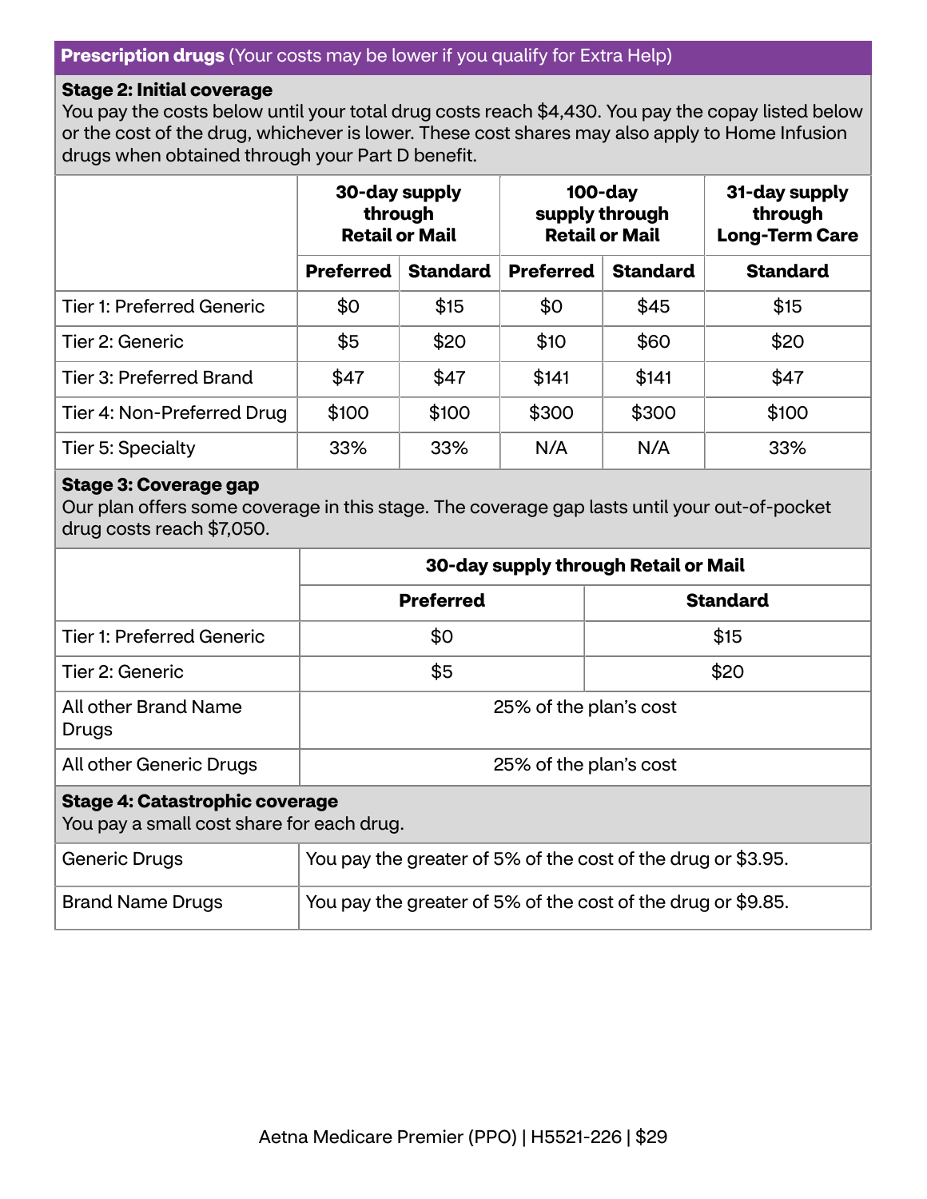**Prescription drugs** (Your costs may be lower if you qualify for Extra Help)

**Stage 2: Initial coverage**
You pay the costs below until your total drug costs reach $4,430. You pay the copay listed below or the cost of the drug, whichever is lower. These cost shares may also apply to Home Infusion drugs when obtained through your Part D benefit.

| | 30-day supply through Retail or Mail | | 100-day supply through Retail or Mail | | 31-day supply through Long-Term Care |
|---|---|---|---|---|---|
| | **Preferred** | **Standard** | **Preferred** | **Standard** | **Standard** |
| Tier 1: Preferred Generic | $0 | $15 | $0 | $45 | $15 |
| Tier 2: Generic | $5 | $20 | $10 | $60 | $20 |
| Tier 3: Preferred Brand | $47 | $47 | $141 | $141 | $47 |
| Tier 4: Non-Preferred Drug | $100 | $100 | $300 | $300 | $100 |
| Tier 5: Specialty | 33% | 33% | N/A | N/A | 33% |

**Stage 3: Coverage gap**
Our plan offers some coverage in this stage. The coverage gap lasts until your out-of-pocket drug costs reach $7,050.

| | 30-day supply through Retail or Mail | |
|---|---|---|
| | **Preferred** | **Standard** |
| Tier 1: Preferred Generic | $0 | $15 |
| Tier 2: Generic | $5 | $20 |
| All other Brand Name Drugs | 25% of the plan's cost | |
| All other Generic Drugs | 25% of the plan's cost | |

**Stage 4: Catastrophic coverage**
You pay a small cost share for each drug.

| | |
|---|---|
| Generic Drugs | You pay the greater of 5% of the cost of the drug or $3.95. |
| Brand Name Drugs | You pay the greater of 5% of the cost of the drug or $9.85. |

Aetna Medicare Premier (PPO) | H5521-226 | $29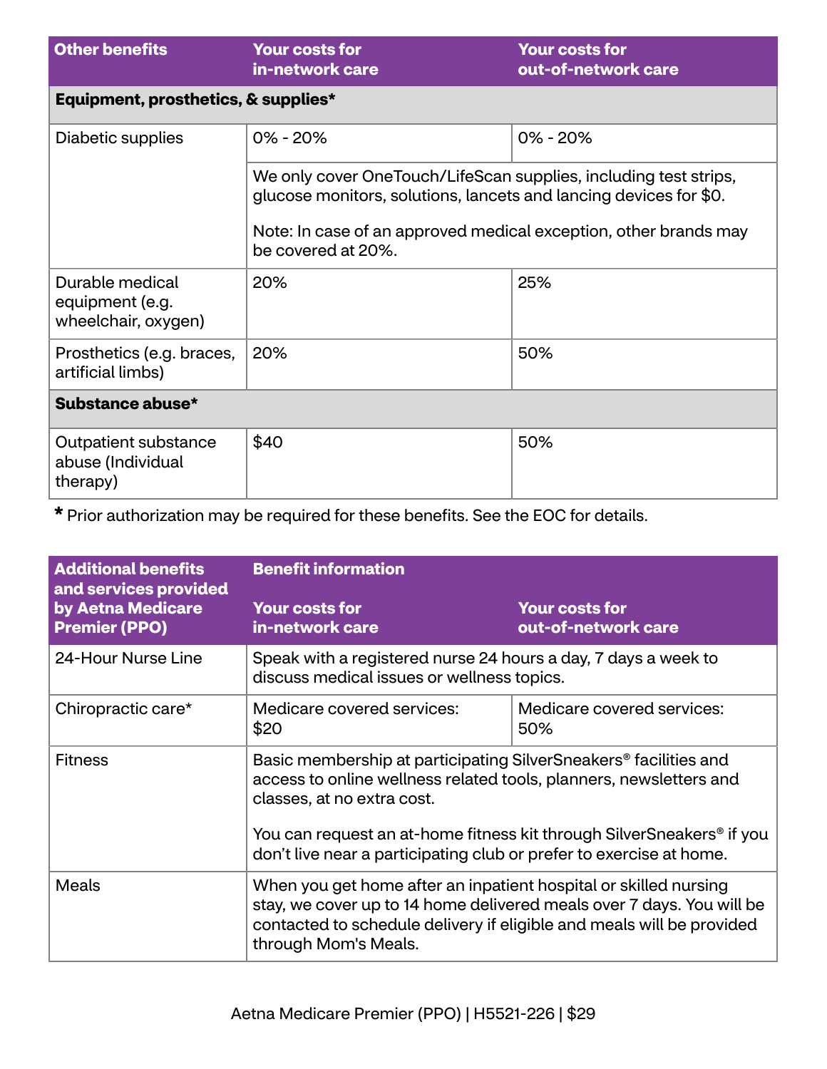| Other benefits | Your costs for in-network care | Your costs for out-of-network care |
|---|---|---|
| **Equipment, prosthetics, & supplies*** | | |
| Diabetic supplies | 0% - 20% | 0% - 20% |
| | We only cover OneTouch/LifeScan supplies, including test strips, glucose monitors, solutions, lancets and lancing devices for $0.<br><br>Note: In case of an approved medical exception, other brands may be covered at 20%. | |
| Durable medical equipment (e.g. wheelchair, oxygen) | 20% | 25% |
| Prosthetics (e.g. braces, artificial limbs) | 20% | 50% |
| **Substance abuse*** | | |
| Outpatient substance abuse (Individual therapy) | $40 | 50% |

* Prior authorization may be required for these benefits. See the EOC for details.

| Additional benefits and services provided by Aetna Medicare Premier (PPO) | Benefit information | |
|---|---|---|
| | Your costs for in-network care | Your costs for out-of-network care |
| 24-Hour Nurse Line | Speak with a registered nurse 24 hours a day, 7 days a week to discuss medical issues or wellness topics. | |
| Chiropractic care* | Medicare covered services: $20 | Medicare covered services: 50% |
| Fitness | Basic membership at participating SilverSneakers® facilities and access to online wellness related tools, planners, newsletters and classes, at no extra cost.<br><br>You can request an at-home fitness kit through SilverSneakers® if you don't live near a participating club or prefer to exercise at home. | |
| Meals | When you get home after an inpatient hospital or skilled nursing stay, we cover up to 14 home delivered meals over 7 days. You will be contacted to schedule delivery if eligible and meals will be provided through Mom's Meals. | |

Aetna Medicare Premier (PPO) | H5521-226 | $29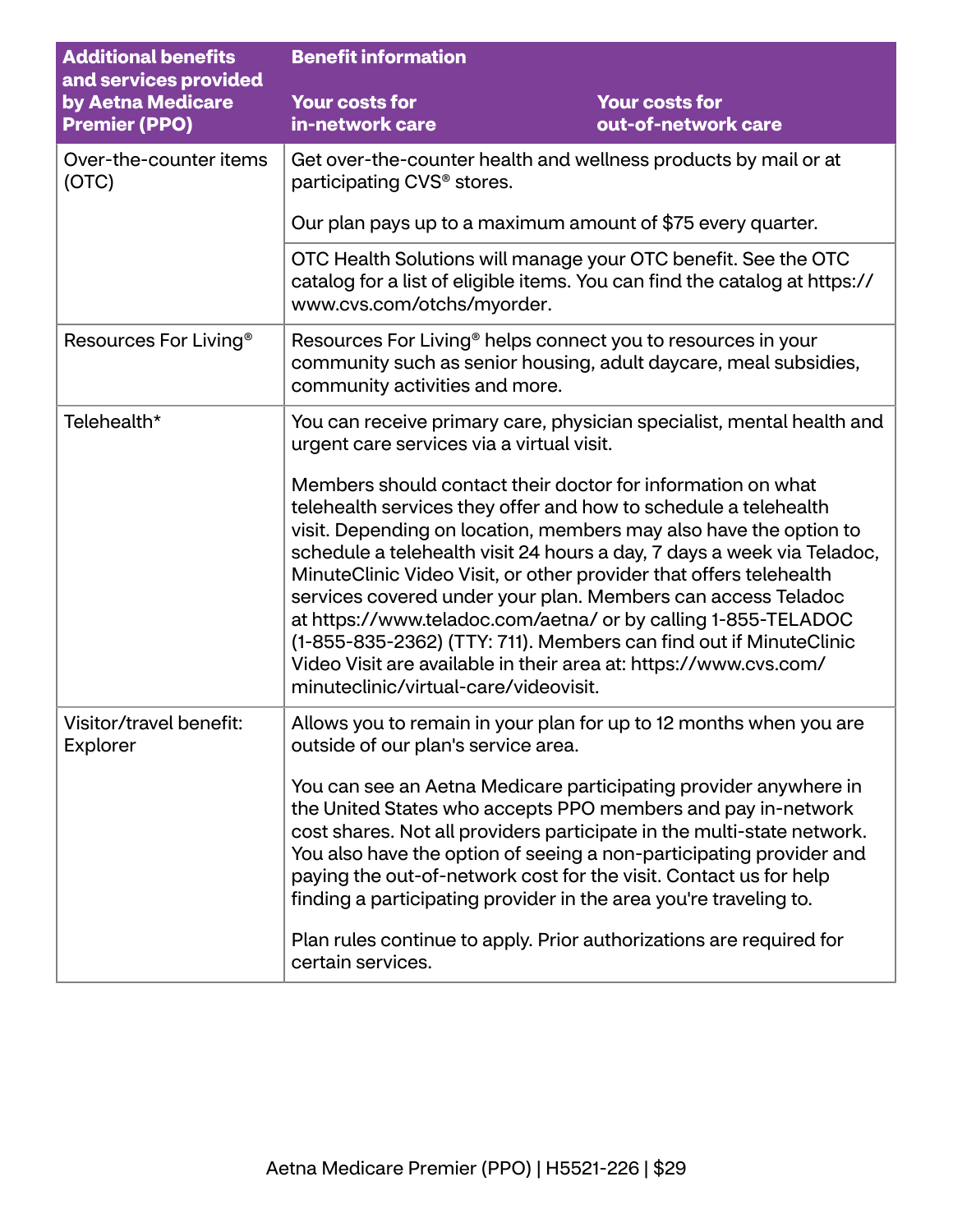| Additional benefits and services provided by Aetna Medicare Premier (PPO) | Benefit information<br>Your costs for in-network care | Your costs for out-of-network care |
| --- | --- | --- |
| Over-the-counter items (OTC) | Get over-the-counter health and wellness products by mail or at participating CVS® stores.<br><br>Our plan pays up to a maximum amount of $75 every quarter. | |
| | OTC Health Solutions will manage your OTC benefit. See the OTC catalog for a list of eligible items. You can find the catalog at https://www.cvs.com/otchs/myorder. | |
| Resources For Living® | Resources For Living® helps connect you to resources in your community such as senior housing, adult daycare, meal subsidies, community activities and more. | |
| Telehealth* | You can receive primary care, physician specialist, mental health and urgent care services via a virtual visit.<br><br>Members should contact their doctor for information on what telehealth services they offer and how to schedule a telehealth visit. Depending on location, members may also have the option to schedule a telehealth visit 24 hours a day, 7 days a week via Teladoc, MinuteClinic Video Visit, or other provider that offers telehealth services covered under your plan. Members can access Teladoc at https://www.teladoc.com/aetna/ or by calling 1-855-TELADOC (1-855-835-2362) (TTY: 711). Members can find out if MinuteClinic Video Visit are available in their area at: https://www.cvs.com/minuteclinic/virtual-care/videovisit. | |
| Visitor/travel benefit: Explorer | Allows you to remain in your plan for up to 12 months when you are outside of our plan's service area.<br><br>You can see an Aetna Medicare participating provider anywhere in the United States who accepts PPO members and pay in-network cost shares. Not all providers participate in the multi-state network. You also have the option of seeing a non-participating provider and paying the out-of-network cost for the visit. Contact us for help finding a participating provider in the area you're traveling to.<br><br>Plan rules continue to apply. Prior authorizations are required for certain services. | |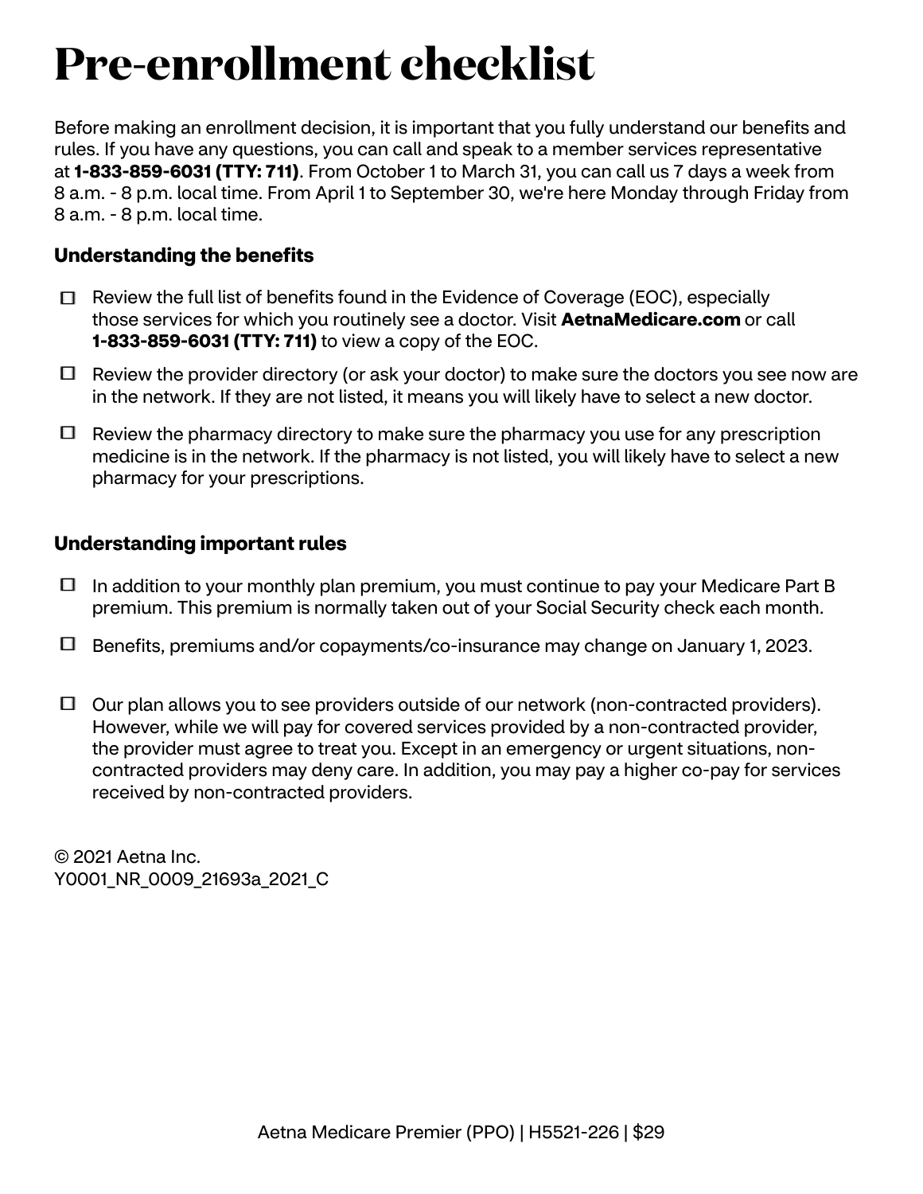# Pre-enrollment checklist

Before making an enrollment decision, it is important that you fully understand our benefits and rules. If you have any questions, you can call and speak to a member services representative at **1-833-859-6031 (TTY: 711)**. From October 1 to March 31, you can call us 7 days a week from 8 a.m. - 8 p.m. local time. From April 1 to September 30, we're here Monday through Friday from 8 a.m. - 8 p.m. local time.

### Understanding the benefits

- ☐ Review the full list of benefits found in the Evidence of Coverage (EOC), especially those services for which you routinely see a doctor. Visit **AetnaMedicare.com** or call **1-833-859-6031 (TTY: 711)** to view a copy of the EOC.
- ☐ Review the provider directory (or ask your doctor) to make sure the doctors you see now are in the network. If they are not listed, it means you will likely have to select a new doctor.
- ☐ Review the pharmacy directory to make sure the pharmacy you use for any prescription medicine is in the network. If the pharmacy is not listed, you will likely have to select a new pharmacy for your prescriptions.

### Understanding important rules

- ☐ In addition to your monthly plan premium, you must continue to pay your Medicare Part B premium. This premium is normally taken out of your Social Security check each month.
- ☐ Benefits, premiums and/or copayments/co-insurance may change on January 1, 2023.
- ☐ Our plan allows you to see providers outside of our network (non-contracted providers). However, while we will pay for covered services provided by a non-contracted provider, the provider must agree to treat you. Except in an emergency or urgent situations, non-contracted providers may deny care. In addition, you may pay a higher co-pay for services received by non-contracted providers.

© 2021 Aetna Inc.
Y0001_NR_0009_21693a_2021_C

Aetna Medicare Premier (PPO) | H5521-226 | $29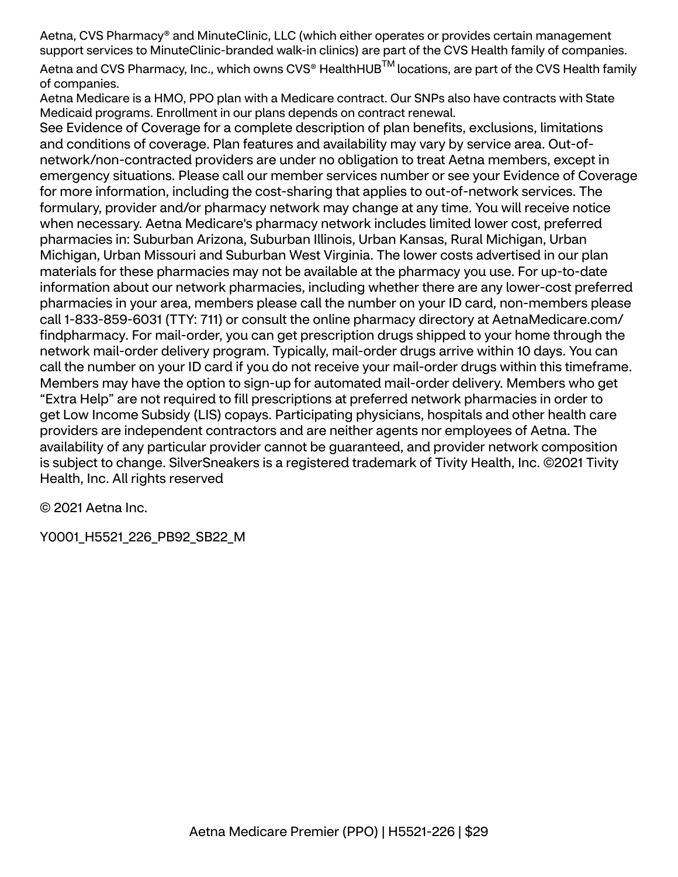Aetna, CVS Pharmacy® and MinuteClinic, LLC (which either operates or provides certain management support services to MinuteClinic-branded walk-in clinics) are part of the CVS Health family of companies.

Aetna and CVS Pharmacy, Inc., which owns CVS® HealthHUB™ locations, are part of the CVS Health family of companies.

Aetna Medicare is a HMO, PPO plan with a Medicare contract. Our SNPs also have contracts with State Medicaid programs. Enrollment in our plans depends on contract renewal.

See Evidence of Coverage for a complete description of plan benefits, exclusions, limitations and conditions of coverage. Plan features and availability may vary by service area. Out-of-network/non-contracted providers are under no obligation to treat Aetna members, except in emergency situations. Please call our member services number or see your Evidence of Coverage for more information, including the cost-sharing that applies to out-of-network services. The formulary, provider and/or pharmacy network may change at any time. You will receive notice when necessary. Aetna Medicare's pharmacy network includes limited lower cost, preferred pharmacies in: Suburban Arizona, Suburban Illinois, Urban Kansas, Rural Michigan, Urban Michigan, Urban Missouri and Suburban West Virginia. The lower costs advertised in our plan materials for these pharmacies may not be available at the pharmacy you use. For up-to-date information about our network pharmacies, including whether there are any lower-cost preferred pharmacies in your area, members please call the number on your ID card, non-members please call 1-833-859-6031 (TTY: 711) or consult the online pharmacy directory at AetnaMedicare.com/findpharmacy. For mail-order, you can get prescription drugs shipped to your home through the network mail-order delivery program. Typically, mail-order drugs arrive within 10 days. You can call the number on your ID card if you do not receive your mail-order drugs within this timeframe. Members may have the option to sign-up for automated mail-order delivery. Members who get "Extra Help" are not required to fill prescriptions at preferred network pharmacies in order to get Low Income Subsidy (LIS) copays. Participating physicians, hospitals and other health care providers are independent contractors and are neither agents nor employees of Aetna. The availability of any particular provider cannot be guaranteed, and provider network composition is subject to change. SilverSneakers is a registered trademark of Tivity Health, Inc. ©2021 Tivity Health, Inc. All rights reserved

© 2021 Aetna Inc.

Y0001_H5521_226_PB92_SB22_M